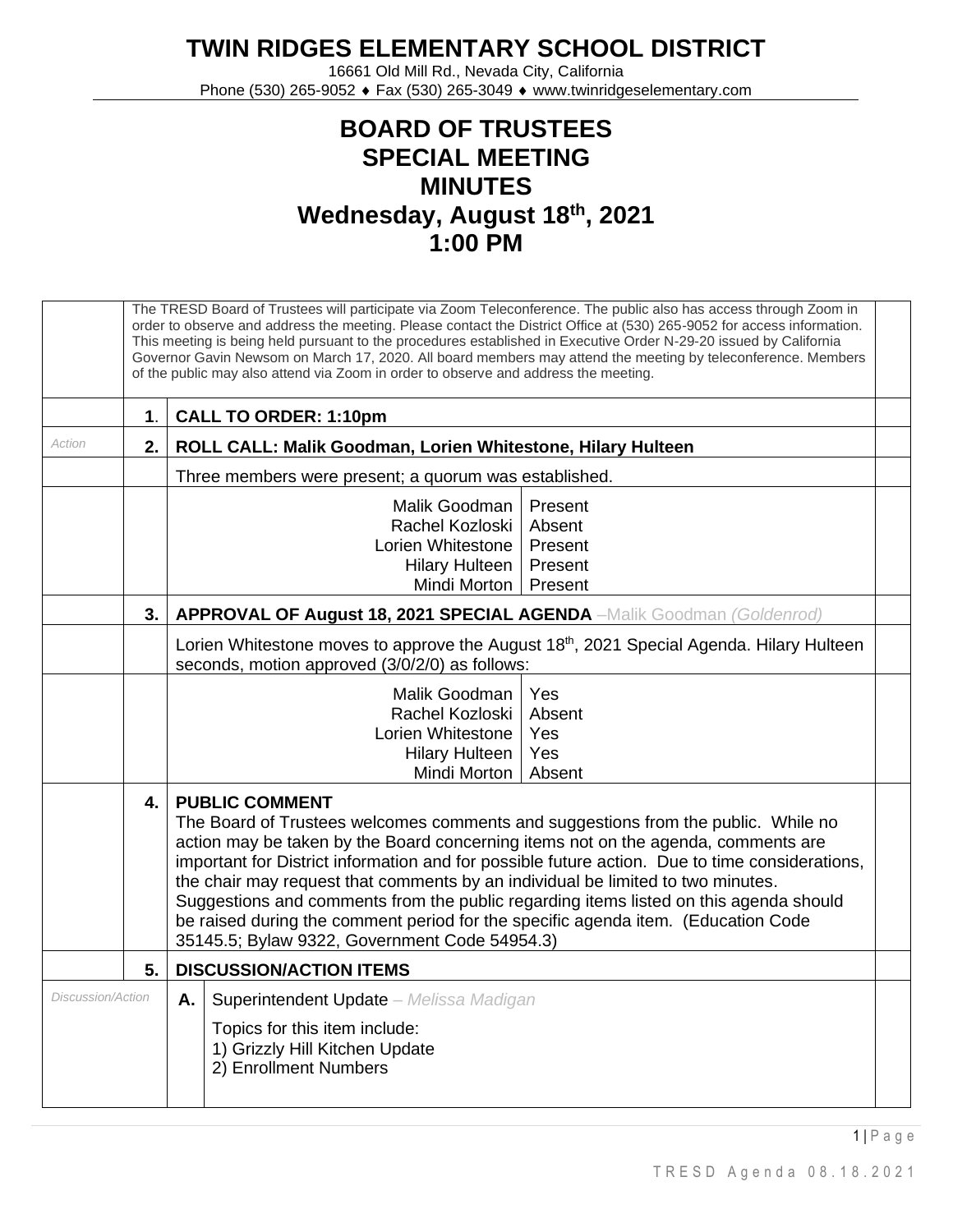# TWIN RIDGES ELEMENTARY SCHOOL DISTRICT

16661 Old Mill Rd., Nevada City, California
Phone (530) 265-9052 ♦ Fax (530) 265-3049 ♦ www.twinridgeselementary.com

## BOARD OF TRUSTEES
## SPECIAL MEETING
## MINUTES
## Wednesday, August 18th, 2021
## 1:00 PM

The TRESD Board of Trustees will participate via Zoom Teleconference. The public also has access through Zoom in order to observe and address the meeting. Please contact the District Office at (530) 265-9052 for access information. This meeting is being held pursuant to the procedures established in Executive Order N-29-20 issued by California Governor Gavin Newsom on March 17, 2020. All board members may attend the meeting by teleconference. Members of the public may also attend via Zoom in order to observe and address the meeting.

**1. CALL TO ORDER: 1:10pm**

*Action*

**2. ROLL CALL: Malik Goodman, Lorien Whitestone, Hilary Hulteen**

Three members were present; a quorum was established.

| | |
|---|---|
| Malik Goodman | Present |
| Rachel Kozloski | Absent |
| Lorien Whitestone | Present |
| Hilary Hulteen | Present |
| Mindi Morton | Present |

**3. APPROVAL OF August 18, 2021 SPECIAL AGENDA** –Malik Goodman *(Goldenrod)*

Lorien Whitestone moves to approve the August 18th, 2021 Special Agenda. Hilary Hulteen seconds, motion approved (3/0/2/0) as follows:

| | |
|---|---|
| Malik Goodman | Yes |
| Rachel Kozloski | Absent |
| Lorien Whitestone | Yes |
| Hilary Hulteen | Yes |
| Mindi Morton | Absent |

**4. PUBLIC COMMENT**

The Board of Trustees welcomes comments and suggestions from the public. While no action may be taken by the Board concerning items not on the agenda, comments are important for District information and for possible future action. Due to time considerations, the chair may request that comments by an individual be limited to two minutes. Suggestions and comments from the public regarding items listed on this agenda should be raised during the comment period for the specific agenda item. (Education Code 35145.5; Bylaw 9322, Government Code 54954.3)

**5. DISCUSSION/ACTION ITEMS**

*Discussion/Action*

**A.** Superintendent Update – *Melissa Madigan*

Topics for this item include:
1) Grizzly Hill Kitchen Update
2) Enrollment Numbers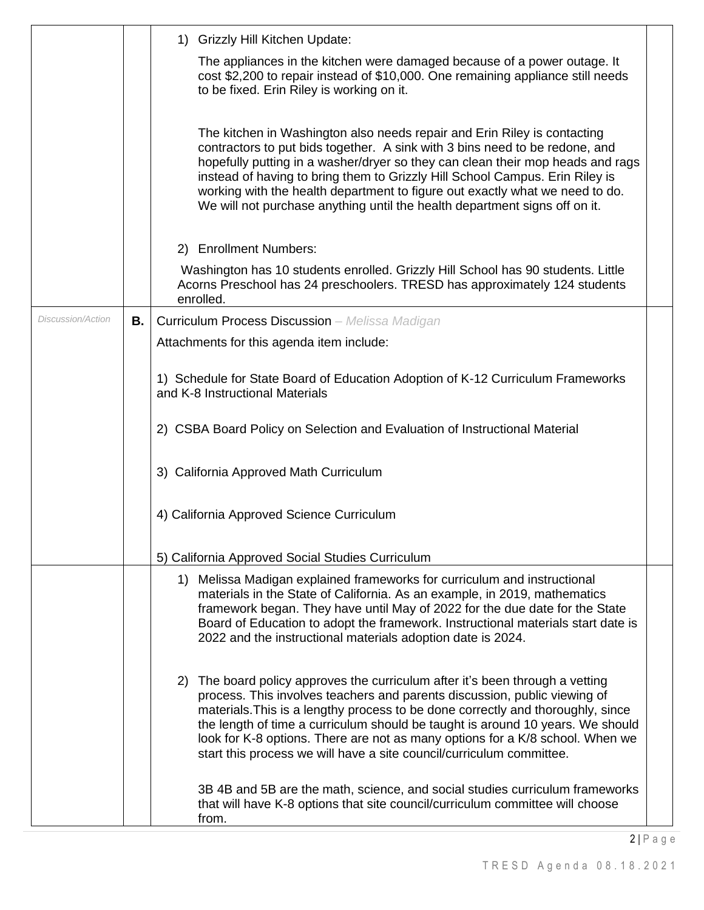| | | | |
|---|---|---|---|
| | | 1) Grizzly Hill Kitchen Update:<br><br>The appliances in the kitchen were damaged because of a power outage. It cost $2,200 to repair instead of $10,000. One remaining appliance still needs to be fixed. Erin Riley is working on it.<br><br>The kitchen in Washington also needs repair and Erin Riley is contacting contractors to put bids together. A sink with 3 bins need to be redone, and hopefully putting in a washer/dryer so they can clean their mop heads and rags instead of having to bring them to Grizzly Hill School Campus. Erin Riley is working with the health department to figure out exactly what we need to do. We will not purchase anything until the health department signs off on it.<br><br>2) Enrollment Numbers:<br><br>Washington has 10 students enrolled. Grizzly Hill School has 90 students. Little Acorns Preschool has 24 preschoolers. TRESD has approximately 124 students enrolled. | |
| *Discussion/Action* | **B.** | Curriculum Process Discussion – *Melissa Madigan*<br><br>Attachments for this agenda item include:<br><br>1) Schedule for State Board of Education Adoption of K-12 Curriculum Frameworks and K-8 Instructional Materials<br><br>2) CSBA Board Policy on Selection and Evaluation of Instructional Material<br><br>3) California Approved Math Curriculum<br><br>4) California Approved Science Curriculum<br><br>5) California Approved Social Studies Curriculum | |
| | | 1) Melissa Madigan explained frameworks for curriculum and instructional materials in the State of California. As an example, in 2019, mathematics framework began. They have until May of 2022 for the due date for the State Board of Education to adopt the framework. Instructional materials start date is 2022 and the instructional materials adoption date is 2024.<br><br>2) The board policy approves the curriculum after it's been through a vetting process. This involves teachers and parents discussion, public viewing of materials.This is a lengthy process to be done correctly and thoroughly, since the length of time a curriculum should be taught is around 10 years. We should look for K-8 options. There are not as many options for a K/8 school. When we start this process we will have a site council/curriculum committee.<br><br>3B 4B and 5B are the math, science, and social studies curriculum frameworks that will have K-8 options that site council/curriculum committee will choose from. | |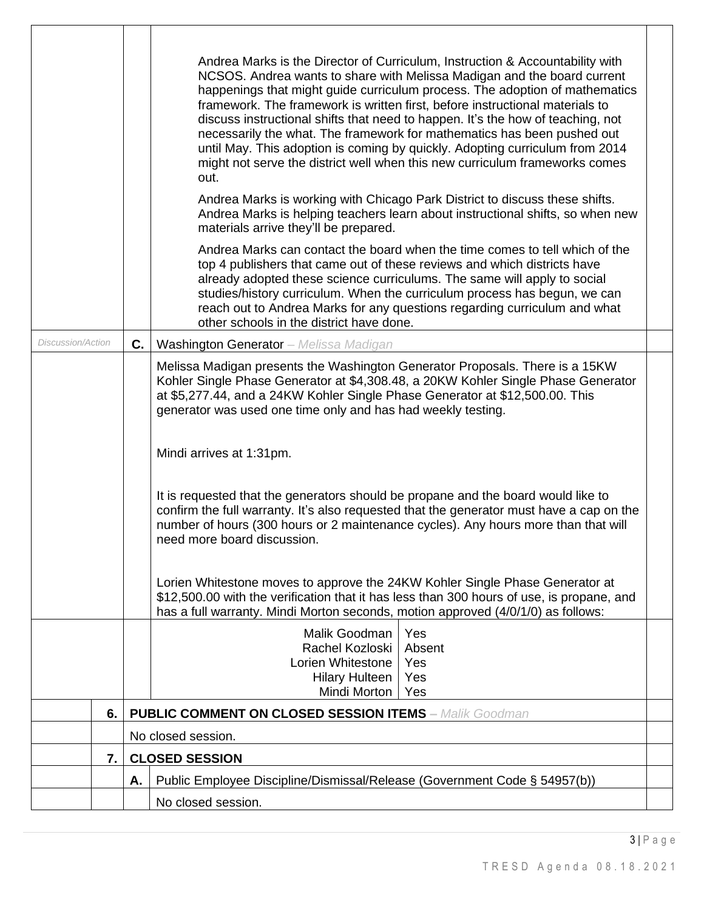Andrea Marks is the Director of Curriculum, Instruction & Accountability with NCSOS. Andrea wants to share with Melissa Madigan and the board current happenings that might guide curriculum process. The adoption of mathematics framework. The framework is written first, before instructional materials to discuss instructional shifts that need to happen. It's the how of teaching, not necessarily the what. The framework for mathematics has been pushed out until May. This adoption is coming by quickly. Adopting curriculum from 2014 might not serve the district well when this new curriculum frameworks comes out.

Andrea Marks is working with Chicago Park District to discuss these shifts. Andrea Marks is helping teachers learn about instructional shifts, so when new materials arrive they'll be prepared.

Andrea Marks can contact the board when the time comes to tell which of the top 4 publishers that came out of these reviews and which districts have already adopted these science curriculums. The same will apply to social studies/history curriculum. When the curriculum process has begun, we can reach out to Andrea Marks for any questions regarding curriculum and what other schools in the district have done.

*Discussion/Action* **C.** Washington Generator – *Melissa Madigan*

Melissa Madigan presents the Washington Generator Proposals. There is a 15KW Kohler Single Phase Generator at $4,308.48, a 20KW Kohler Single Phase Generator at $5,277.44, and a 24KW Kohler Single Phase Generator at $12,500.00. This generator was used one time only and has had weekly testing.

Mindi arrives at 1:31pm.

It is requested that the generators should be propane and the board would like to confirm the full warranty. It's also requested that the generator must have a cap on the number of hours (300 hours or 2 maintenance cycles). Any hours more than that will need more board discussion.

Lorien Whitestone moves to approve the 24KW Kohler Single Phase Generator at $12,500.00 with the verification that it has less than 300 hours of use, is propane, and has a full warranty. Mindi Morton seconds, motion approved (4/0/1/0) as follows:

| Member | Vote |
|---|---|
| Malik Goodman | Yes |
| Rachel Kozloski | Absent |
| Lorien Whitestone | Yes |
| Hilary Hulteen | Yes |
| Mindi Morton | Yes |

**6. PUBLIC COMMENT ON CLOSED SESSION ITEMS** – *Malik Goodman*

No closed session.

**7. CLOSED SESSION**

**A.** Public Employee Discipline/Dismissal/Release (Government Code § 54957(b))

No closed session.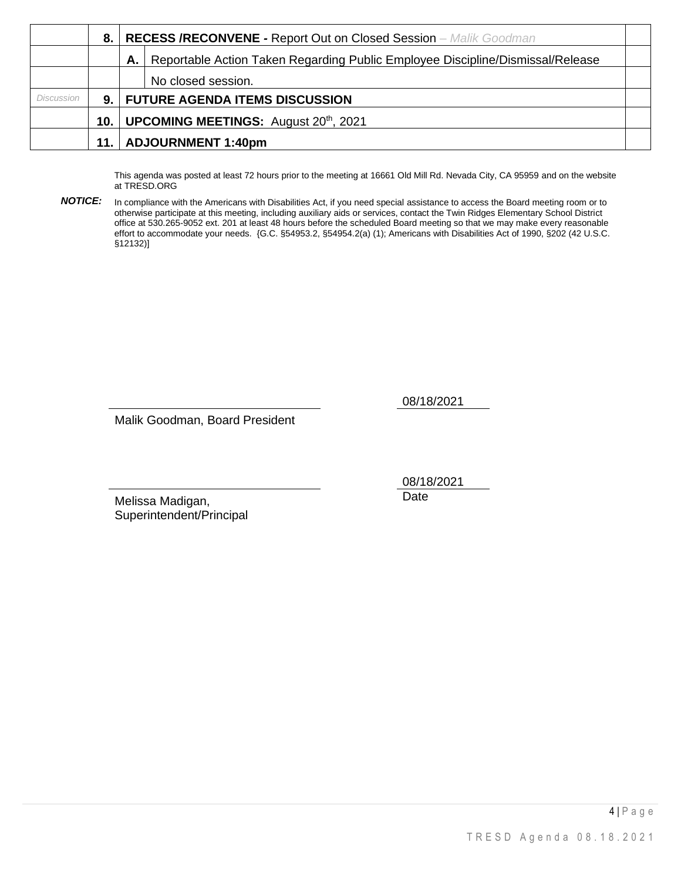| | | | | |
|---|---|---|---|---|
| | 8. | **RECESS /RECONVENE -** Report Out on Closed Session – *Malik Goodman* | | |
| | | **A.** | Reportable Action Taken Regarding Public Employee Discipline/Dismissal/Release | |
| | | | No closed session. | |
| *Discussion* | **9.** | **FUTURE AGENDA ITEMS DISCUSSION** | | |
| | **10.** | **UPCOMING MEETINGS:** August 20th, 2021 | | |
| | **11.** | **ADJOURNMENT 1:40pm** | | |

This agenda was posted at least 72 hours prior to the meeting at 16661 Old Mill Rd. Nevada City, CA 95959 and on the website at TRESD.ORG

***NOTICE:*** In compliance with the Americans with Disabilities Act, if you need special assistance to access the Board meeting room or to otherwise participate at this meeting, including auxiliary aids or services, contact the Twin Ridges Elementary School District office at 530.265-9052 ext. 201 at least 48 hours before the scheduled Board meeting so that we may make every reasonable effort to accommodate your needs. {G.C. §54953.2, §54954.2(a) (1); Americans with Disabilities Act of 1990, §202 (42 U.S.C. §12132)]

Malik Goodman, Board President — 08/18/2021

Melissa Madigan, Superintendent/Principal — 08/18/2021

Date